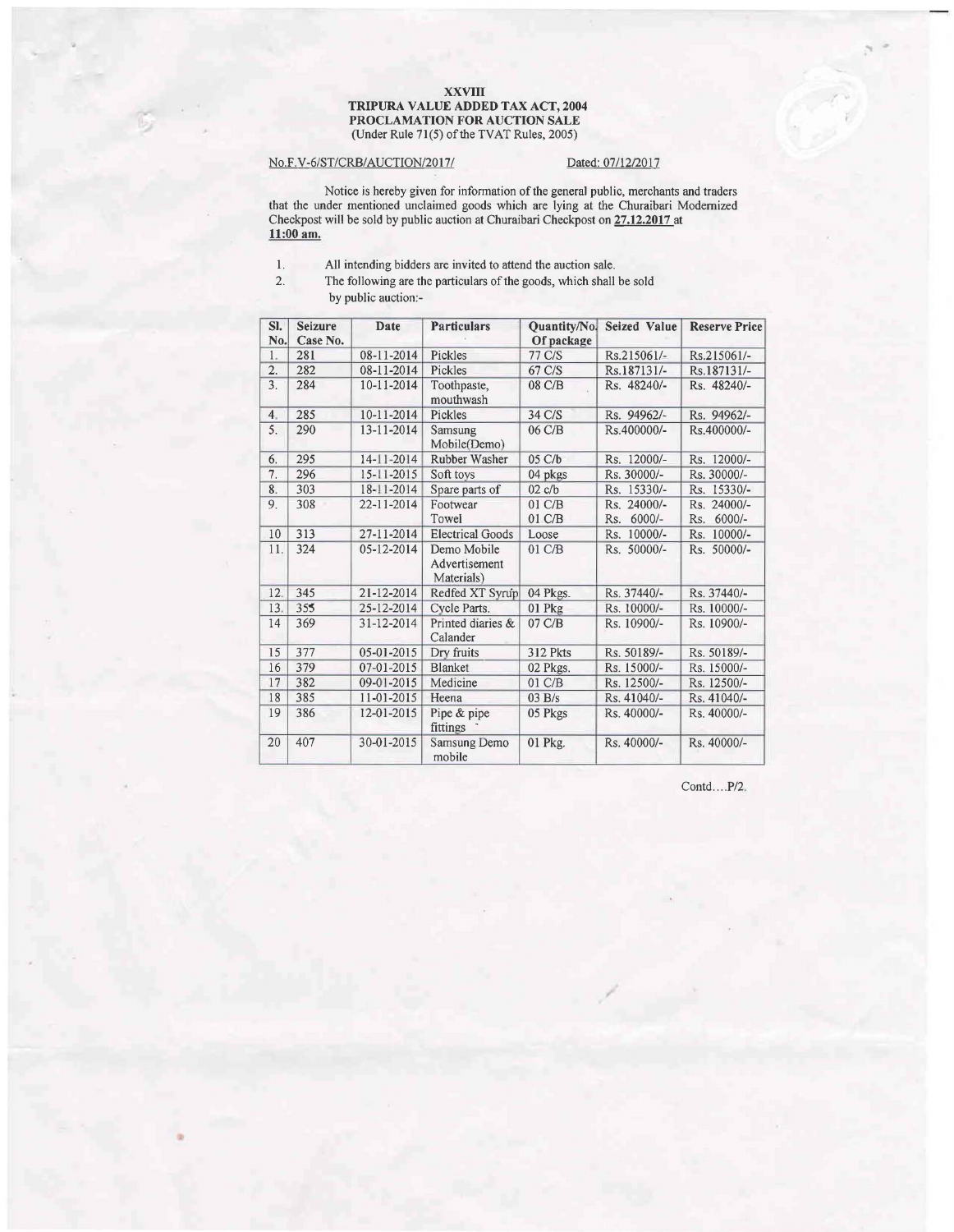**XXVIII**
**TRIPURA VALUE ADDED TAX ACT, 2004**
**PROCLAMATION FOR AUCTION SALE**
(Under Rule 71(5) of the TVAT Rules, 2005)

No.F.V-6/ST/CRB/AUCTION/2017/ Dated: 07/12/2017

Notice is hereby given for information of the general public, merchants and traders that the under mentioned unclaimed goods which are lying at the Churaibari Modernized Checkpost will be sold by public auction at Churaibari Checkpost on **27.12.2017** at **11:00 am.**

1. All intending bidders are invited to attend the auction sale.
2. The following are the particulars of the goods, which shall be sold by public auction:-

| Sl. No. | Seizure Case No. | Date | Particulars | Quantity/No. Of package | Seized Value | Reserve Price |
|---|---|---|---|---|---|---|
| 1. | 281 | 08-11-2014 | Pickles | 77 C/S | Rs.215061/- | Rs.215061/- |
| 2. | 282 | 08-11-2014 | Pickles | 67 C/S | Rs.187131/- | Rs.187131/- |
| 3. | 284 | 10-11-2014 | Toothpaste, mouthwash | 08 C/B | Rs. 48240/- | Rs. 48240/- |
| 4. | 285 | 10-11-2014 | Pickles | 34 C/S | Rs. 94962/- | Rs. 94962/- |
| 5. | 290 | 13-11-2014 | Samsung Mobile(Demo) | 06 C/B | Rs.400000/- | Rs.400000/- |
| 6. | 295 | 14-11-2014 | Rubber Washer | 05 C/b | Rs. 12000/- | Rs. 12000/- |
| 7. | 296 | 15-11-2015 | Soft toys | 04 pkgs | Rs. 30000/- | Rs. 30000/- |
| 8. | 303 | 18-11-2014 | Spare parts of | 02 c/b | Rs. 15330/- | Rs. 15330/- |
| 9. | 308 | 22-11-2014 | Footwear<br>Towel | 01 C/B<br>01 C/B | Rs. 24000/-<br>Rs. 6000/- | Rs. 24000/-<br>Rs. 6000/- |
| 10 | 313 | 27-11-2014 | Electrical Goods | Loose | Rs. 10000/- | Rs. 10000/- |
| 11. | 324 | 05-12-2014 | Demo Mobile Advertisement Materials) | 01 C/B | Rs. 50000/- | Rs. 50000/- |
| 12. | 345 | 21-12-2014 | Redfed XT Syrup | 04 Pkgs. | Rs. 37440/- | Rs. 37440/- |
| 13. | 355 | 25-12-2014 | Cycle Parts. | 01 Pkg | Rs. 10000/- | Rs. 10000/- |
| 14 | 369 | 31-12-2014 | Printed diaries & Calander | 07 C/B | Rs. 10900/- | Rs. 10900/- |
| 15 | 377 | 05-01-2015 | Dry fruits | 312 Pkts | Rs. 50189/- | Rs. 50189/- |
| 16 | 379 | 07-01-2015 | Blanket | 02 Pkgs. | Rs. 15000/- | Rs. 15000/- |
| 17 | 382 | 09-01-2015 | Medicine | 01 C/B | Rs. 12500/- | Rs. 12500/- |
| 18 | 385 | 11-01-2015 | Heena | 03 B/s | Rs. 41040/- | Rs. 41040/- |
| 19 | 386 | 12-01-2015 | Pipe & pipe fittings | 05 Pkgs | Rs. 40000/- | Rs. 40000/- |
| 20 | 407 | 30-01-2015 | Samsung Demo mobile | 01 Pkg. | Rs. 40000/- | Rs. 40000/- |

Contd....P/2.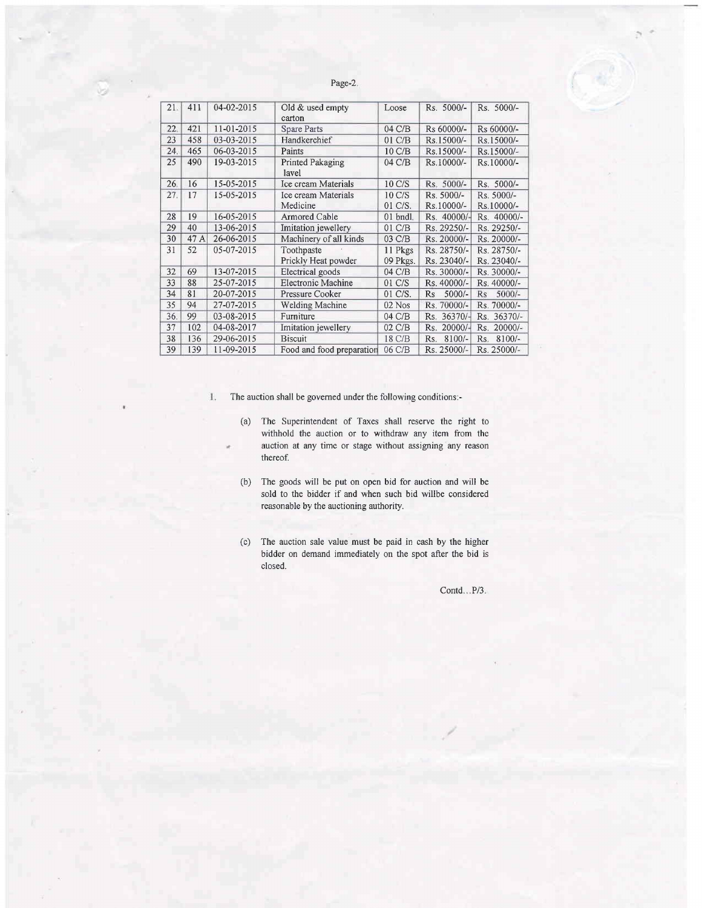| 21. | 411 | 04-02-2015 | Old & used empty carton | Loose | Rs. 5000/- | Rs. 5000/- |
|---|---|---|---|---|---|---|
| 22. | 421 | 11-01-2015 | Spare Parts | 04 C/B | Rs 60000/- | Rs 60000/- |
| 23 | 458 | 03-03-2015 | Handkerchief | 01 C/B | Rs.15000/- | Rs.15000/- |
| 24. | 465 | 06-03-2015 | Paints | 10 C/B | Rs.15000/- | Rs.15000/- |
| 25 | 490 | 19-03-2015 | Printed Pakaging lavel | 04 C/B | Rs.10000/- | Rs.10000/- |
| 26. | 16 | 15-05-2015 | Ice cream Materials | 10 C/S | Rs. 5000/- | Rs. 5000/- |
| 27. | 17 | 15-05-2015 | Ice cream Materials<br>Medicine | 10 C/S<br>01 C/S. | Rs. 5000/-<br>Rs.10000/- | Rs. 5000/-<br>Rs.10000/- |
| 28 | 19 | 16-05-2015 | Armored Cable | 01 bndl. | Rs. 40000/- | Rs. 40000/- |
| 29 | 40 | 13-06-2015 | Imitation jewellery | 01 C/B | Rs. 29250/- | Rs. 29250/- |
| 30 | 47 A | 26-06-2015 | Machinery of all kinds | 03 C/B | Rs. 20000/- | Rs. 20000/- |
| 31 | 52 | 05-07-2015 | Toothpaste<br>Prickly Heat powder | 11 Pkgs<br>09 Pkgs. | Rs. 28750/-<br>Rs. 23040/- | Rs. 28750/-<br>Rs. 23040/- |
| 32 | 69 | 13-07-2015 | Electrical goods | 04 C/B | Rs. 30000/- | Rs. 30000/- |
| 33 | 88 | 25-07-2015 | Electronic Machine | 01 C/S | Rs. 40000/- | Rs. 40000/- |
| 34 | 81 | 20-07-2015 | Pressure Cooker | 01 C/S. | Rs 5000/- | Rs 5000/- |
| 35 | 94 | 27-07-2015 | Welding Machine | 02 Nos | Rs. 70000/- | Rs. 70000/- |
| 36. | 99 | 03-08-2015 | Furniture | 04 C/B | Rs. 36370/- | Rs. 36370/- |
| 37 | 102 | 04-08-2017 | Imitation jewellery | 02 C/B | Rs. 20000/- | Rs. 20000/- |
| 38 | 136 | 29-06-2015 | Biscuit | 18 C/B | Rs. 8100/- | Rs. 8100/- |
| 39 | 139 | 11-09-2015 | Food and food preparation | 06 C/B | Rs. 25000/- | Rs. 25000/- |

1. The auction shall be governed under the following conditions:-

   (a) The Superintendent of Taxes shall reserve the right to withhold the auction or to withdraw any item from the auction at any time or stage without assigning any reason thereof.

   (b) The goods will be put on open bid for auction and will be sold to the bidder if and when such bid willbe considered reasonable by the auctioning authority.

   (c) The auction sale value must be paid in cash by the higher bidder on demand immediately on the spot after the bid is closed.

Contd...P/3.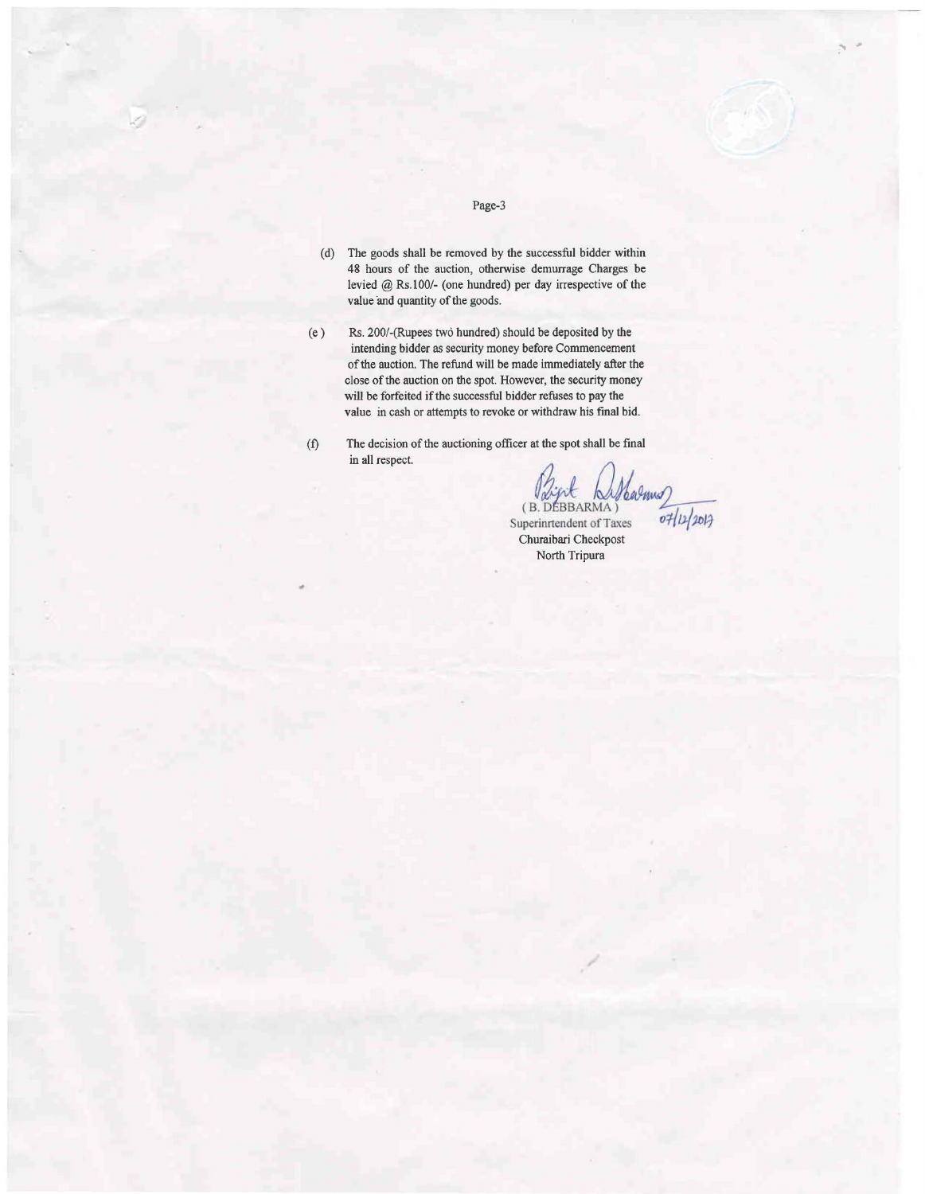(d) The goods shall be removed by the successful bidder within 48 hours of the auction, otherwise demurrage Charges be levied @ Rs.100/- (one hundred) per day irrespective of the value and quantity of the goods.

(e) Rs. 200/-(Rupees two hundred) should be deposited by the intending bidder as security money before Commencement of the auction. The refund will be made immediately after the close of the auction on the spot. However, the security money will be forfeited if the successful bidder refuses to pay the value in cash or attempts to revoke or withdraw his final bid.

(f) The decision of the auctioning officer at the spot shall be final in all respect.

07/12/2017

( B. DEBBARMA )
Superinrtendent of Taxes
Churaibari Checkpost
North Tripura